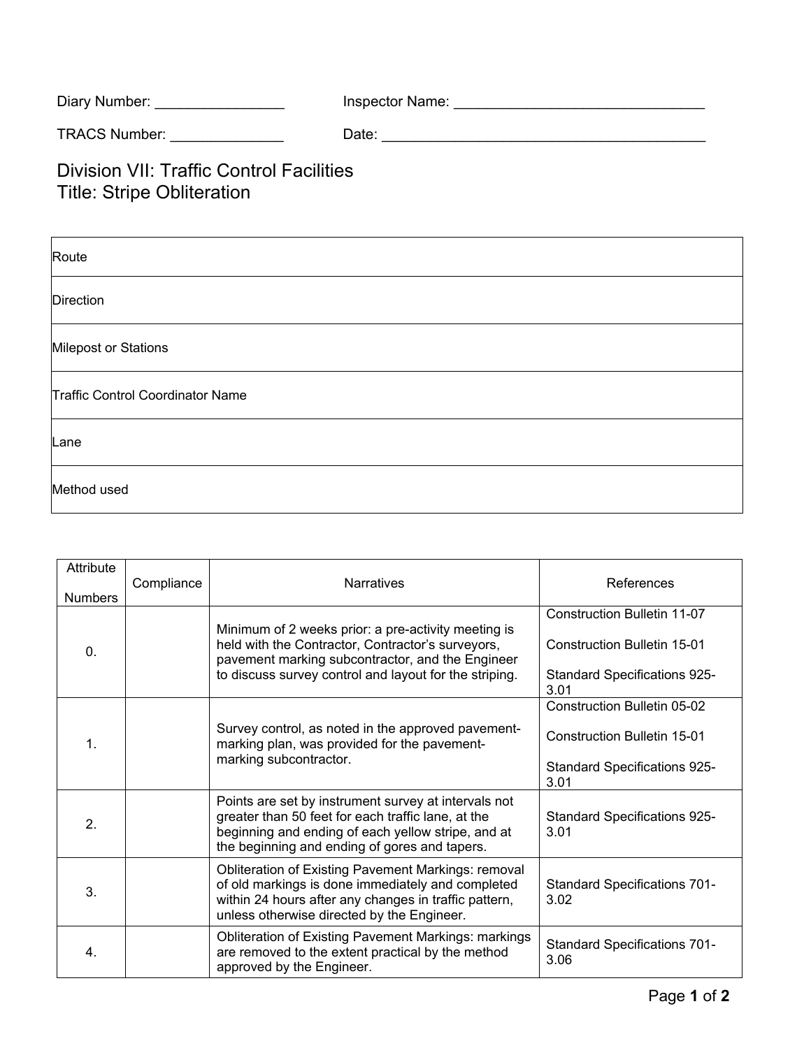Diary Number: ________________ Inspector Name: ________________________________

TRACS Number: ______________ Date: _________________________________________

# Division VII: Traffic Control Facilities
# Title: Stripe Obliteration

| Route |
|---|
| Direction |
| Milepost or Stations |
| Traffic Control Coordinator Name |
| Lane |
| Method used |

| Attribute Numbers | Compliance | Narratives | References |
|---|---|---|---|
| 0. | | Minimum of 2 weeks prior: a pre-activity meeting is held with the Contractor, Contractor's surveyors, pavement marking subcontractor, and the Engineer to discuss survey control and layout for the striping. | Construction Bulletin 11-07<br><br>Construction Bulletin 15-01<br><br>Standard Specifications 925-3.01 |
| 1. | | Survey control, as noted in the approved pavement-marking plan, was provided for the pavement-marking subcontractor. | Construction Bulletin 05-02<br><br>Construction Bulletin 15-01<br><br>Standard Specifications 925-3.01 |
| 2. | | Points are set by instrument survey at intervals not greater than 50 feet for each traffic lane, at the beginning and ending of each yellow stripe, and at the beginning and ending of gores and tapers. | Standard Specifications 925-3.01 |
| 3. | | Obliteration of Existing Pavement Markings: removal of old markings is done immediately and completed within 24 hours after any changes in traffic pattern, unless otherwise directed by the Engineer. | Standard Specifications 701-3.02 |
| 4. | | Obliteration of Existing Pavement Markings: markings are removed to the extent practical by the method approved by the Engineer. | Standard Specifications 701-3.06 |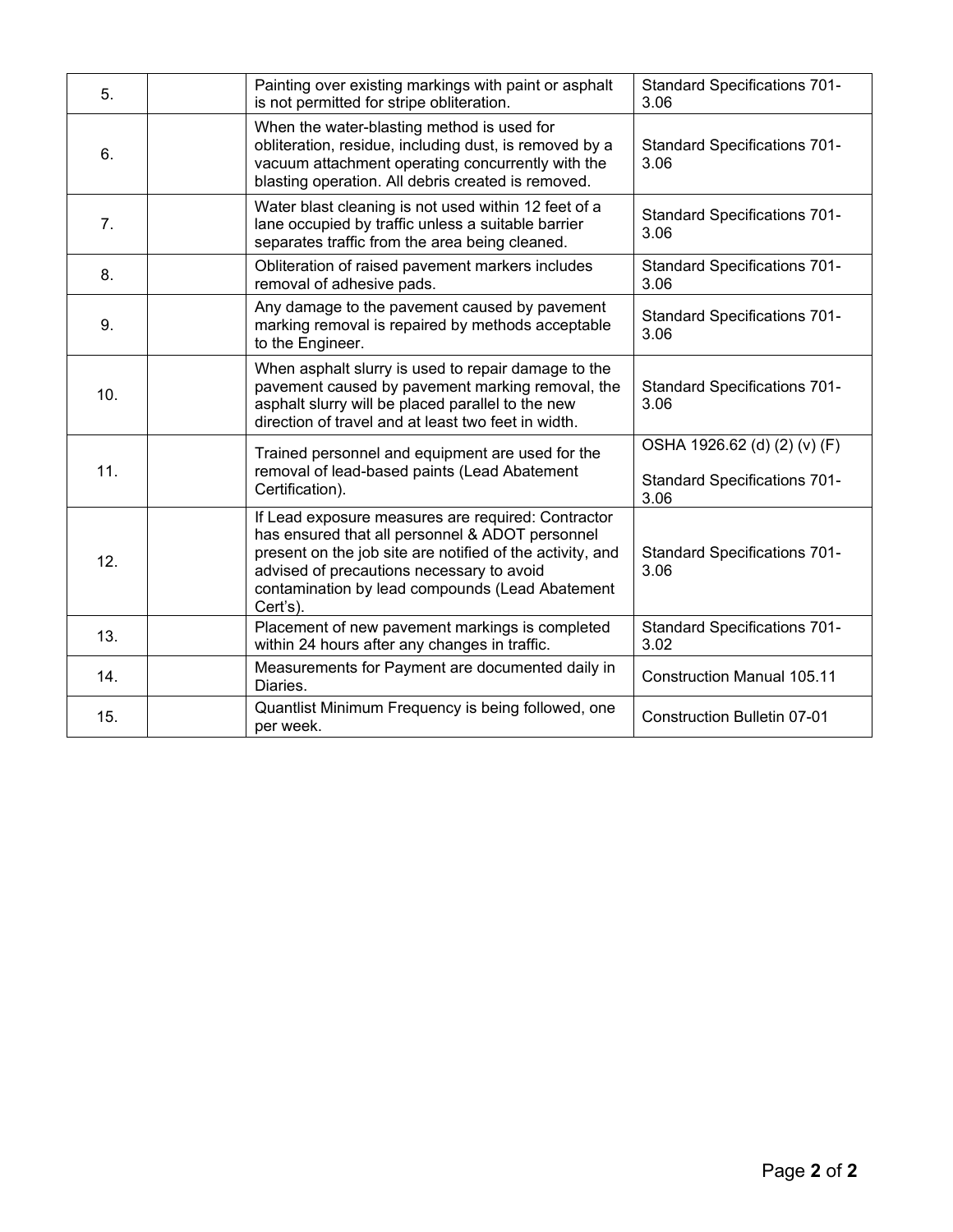| | | | |
|---|---|---|---|
| 5. | | Painting over existing markings with paint or asphalt is not permitted for stripe obliteration. | Standard Specifications 701-3.06 |
| 6. | | When the water-blasting method is used for obliteration, residue, including dust, is removed by a vacuum attachment operating concurrently with the blasting operation. All debris created is removed. | Standard Specifications 701-3.06 |
| 7. | | Water blast cleaning is not used within 12 feet of a lane occupied by traffic unless a suitable barrier separates traffic from the area being cleaned. | Standard Specifications 701-3.06 |
| 8. | | Obliteration of raised pavement markers includes removal of adhesive pads. | Standard Specifications 701-3.06 |
| 9. | | Any damage to the pavement caused by pavement marking removal is repaired by methods acceptable to the Engineer. | Standard Specifications 701-3.06 |
| 10. | | When asphalt slurry is used to repair damage to the pavement caused by pavement marking removal, the asphalt slurry will be placed parallel to the new direction of travel and at least two feet in width. | Standard Specifications 701-3.06 |
| 11. | | Trained personnel and equipment are used for the removal of lead-based paints (Lead Abatement Certification). | OSHA 1926.62 (d) (2) (v) (F)<br><br>Standard Specifications 701-3.06 |
| 12. | | If Lead exposure measures are required: Contractor has ensured that all personnel & ADOT personnel present on the job site are notified of the activity, and advised of precautions necessary to avoid contamination by lead compounds (Lead Abatement Cert's). | Standard Specifications 701-3.06 |
| 13. | | Placement of new pavement markings is completed within 24 hours after any changes in traffic. | Standard Specifications 701-3.02 |
| 14. | | Measurements for Payment are documented daily in Diaries. | Construction Manual 105.11 |
| 15. | | Quantlist Minimum Frequency is being followed, one per week. | Construction Bulletin 07-01 |